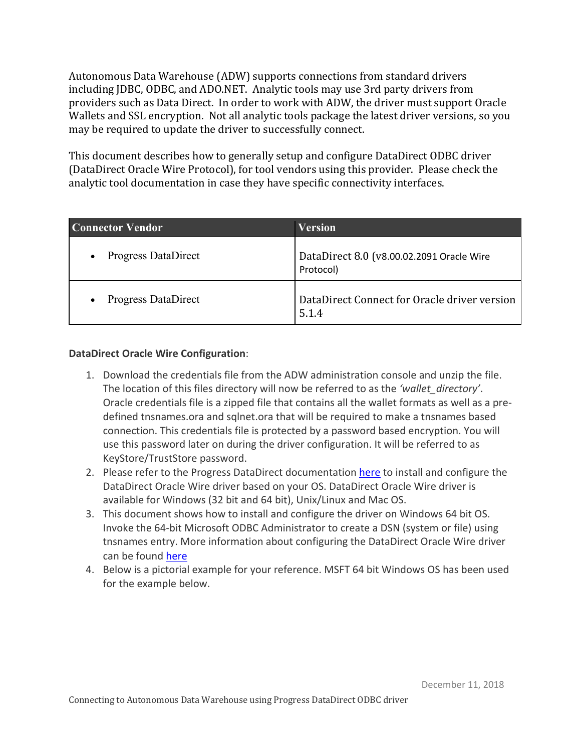Autonomous Data Warehouse (ADW) supports connections from standard drivers including JDBC, ODBC, and ADO.NET. Analytic tools may use 3rd party drivers from providers such as Data Direct. In order to work with ADW, the driver must support Oracle Wallets and SSL encryption. Not all analytic tools package the latest driver versions, so you may be required to update the driver to successfully connect.

This document describes how to generally setup and configure DataDirect ODBC driver (DataDirect Oracle Wire Protocol), for tool vendors using this provider. Please check the analytic tool documentation in case they have specific connectivity interfaces.

| Connector Vendor | Version |
| --- | --- |
| • Progress DataDirect | DataDirect 8.0 (v8.00.02.2091 Oracle Wire Protocol) |
| • Progress DataDirect | DataDirect Connect for Oracle driver version 5.1.4 |

**DataDirect Oracle Wire Configuration**:

1. Download the credentials file from the ADW administration console and unzip the file. The location of this files directory will now be referred to as the *'wallet_directory'*. Oracle credentials file is a zipped file that contains all the wallet formats as well as a pre-defined tnsnames.ora and sqlnet.ora that will be required to make a tnsnames based connection. This credentials file is protected by a password based encryption. You will use this password later on during the driver configuration. It will be referred to as KeyStore/TrustStore password.
2. Please refer to the Progress DataDirect documentation [here](#) to install and configure the DataDirect Oracle Wire driver based on your OS. DataDirect Oracle Wire driver is available for Windows (32 bit and 64 bit), Unix/Linux and Mac OS.
3. This document shows how to install and configure the driver on Windows 64 bit OS. Invoke the 64-bit Microsoft ODBC Administrator to create a DSN (system or file) using tnsnames entry. More information about configuring the DataDirect Oracle Wire driver can be found [here](#)
4. Below is a pictorial example for your reference. MSFT 64 bit Windows OS has been used for the example below.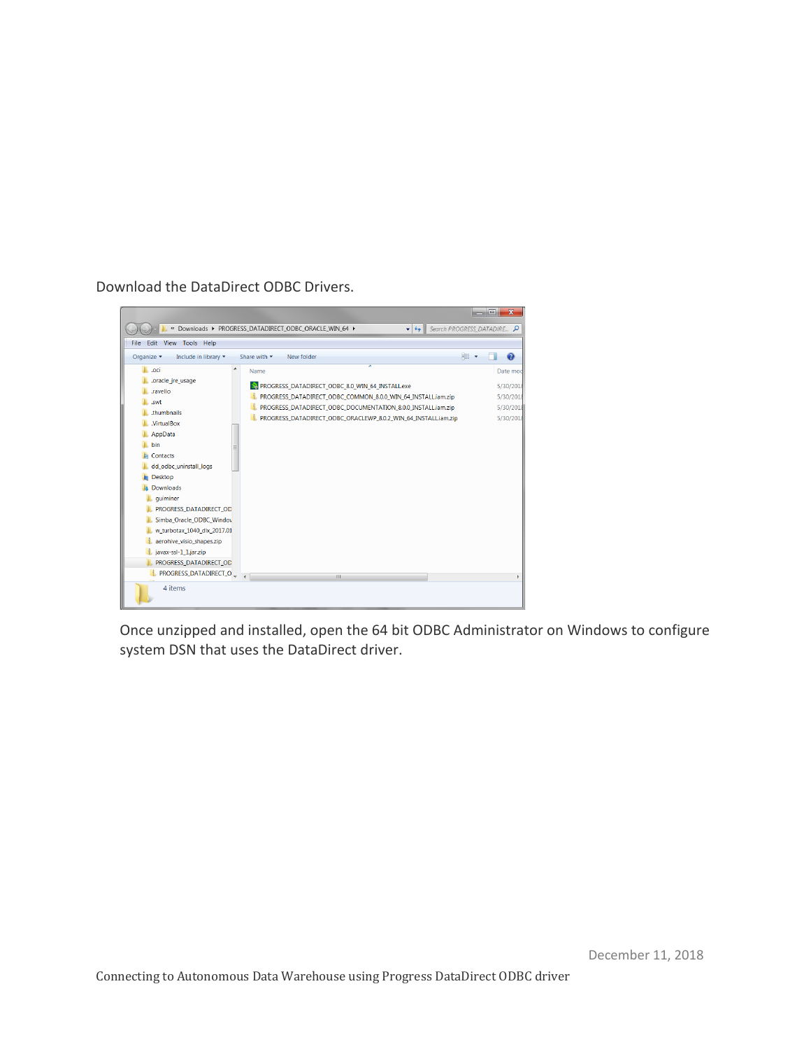Download the DataDirect ODBC Drivers.

Once unzipped and installed, open the 64 bit ODBC Administrator on Windows to configure system DSN that uses the DataDirect driver.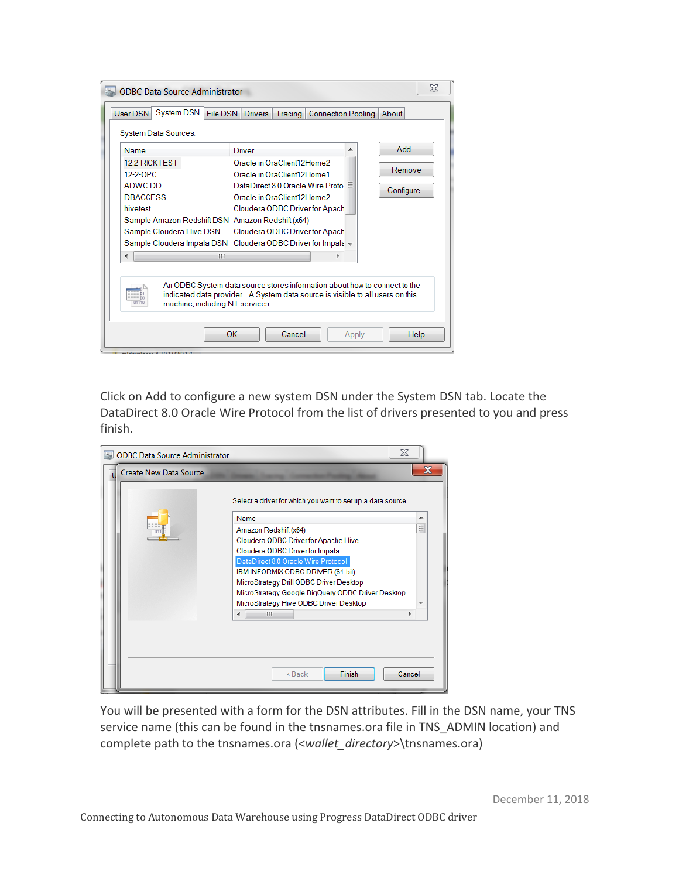Click on Add to configure a new system DSN under the System DSN tab. Locate the DataDirect 8.0 Oracle Wire Protocol from the list of drivers presented to you and press finish.

You will be presented with a form for the DSN attributes. Fill in the DSN name, your TNS service name (this can be found in the tnsnames.ora file in TNS_ADMIN location) and complete path to the tnsnames.ora (<*wallet_directory*>\tnsnames.ora)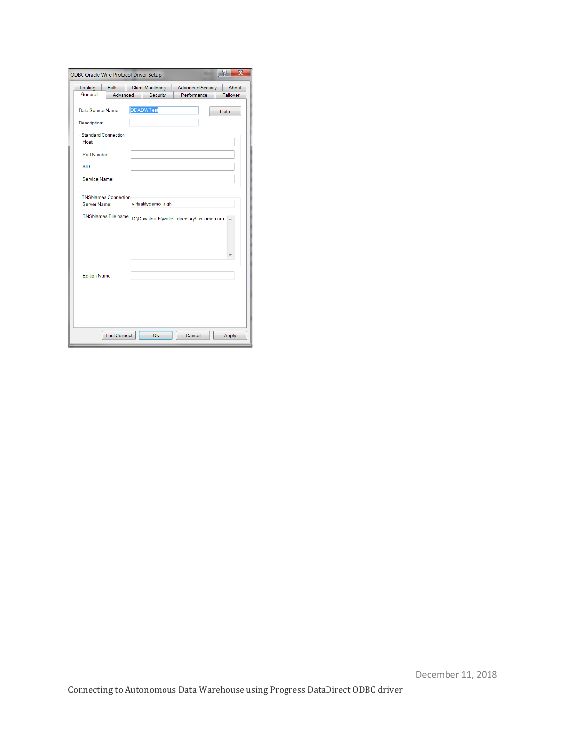ODBC Oracle Wire Protocol Driver Setup

Pooling | Bulk | Client Monitoring | Advanced Security | About
General | Advanced | Security | Performance | Failover

Data Source Name: DDADWTest

Description:

Standard Connection

- Host:
- Port Number:
- SID:
- Service Name:

TNSNames Connection

- Server Name: virtualitydemo_high
- TNSNames File name: D:\Downloads\wallet_directory\tnsnames.ora

Edition Name:

Test Connect | OK | Cancel | Apply | Help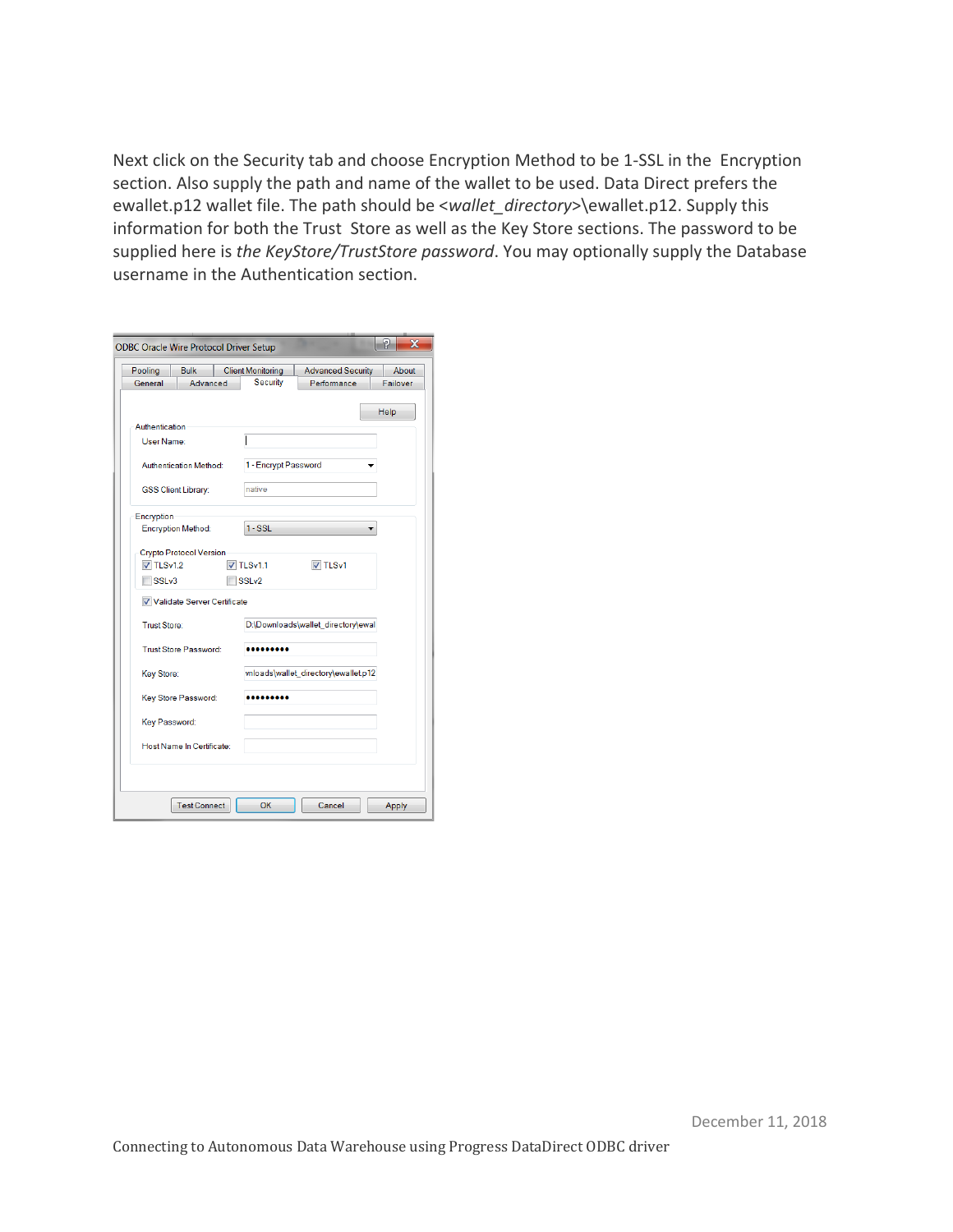Next click on the Security tab and choose Encryption Method to be 1-SSL in the Encryption section. Also supply the path and name of the wallet to be used. Data Direct prefers the ewallet.p12 wallet file. The path should be <*wallet_directory*>\ewallet.p12. Supply this information for both the Trust Store as well as the Key Store sections. The password to be supplied here is *the KeyStore/TrustStore password*. You may optionally supply the Database username in the Authentication section.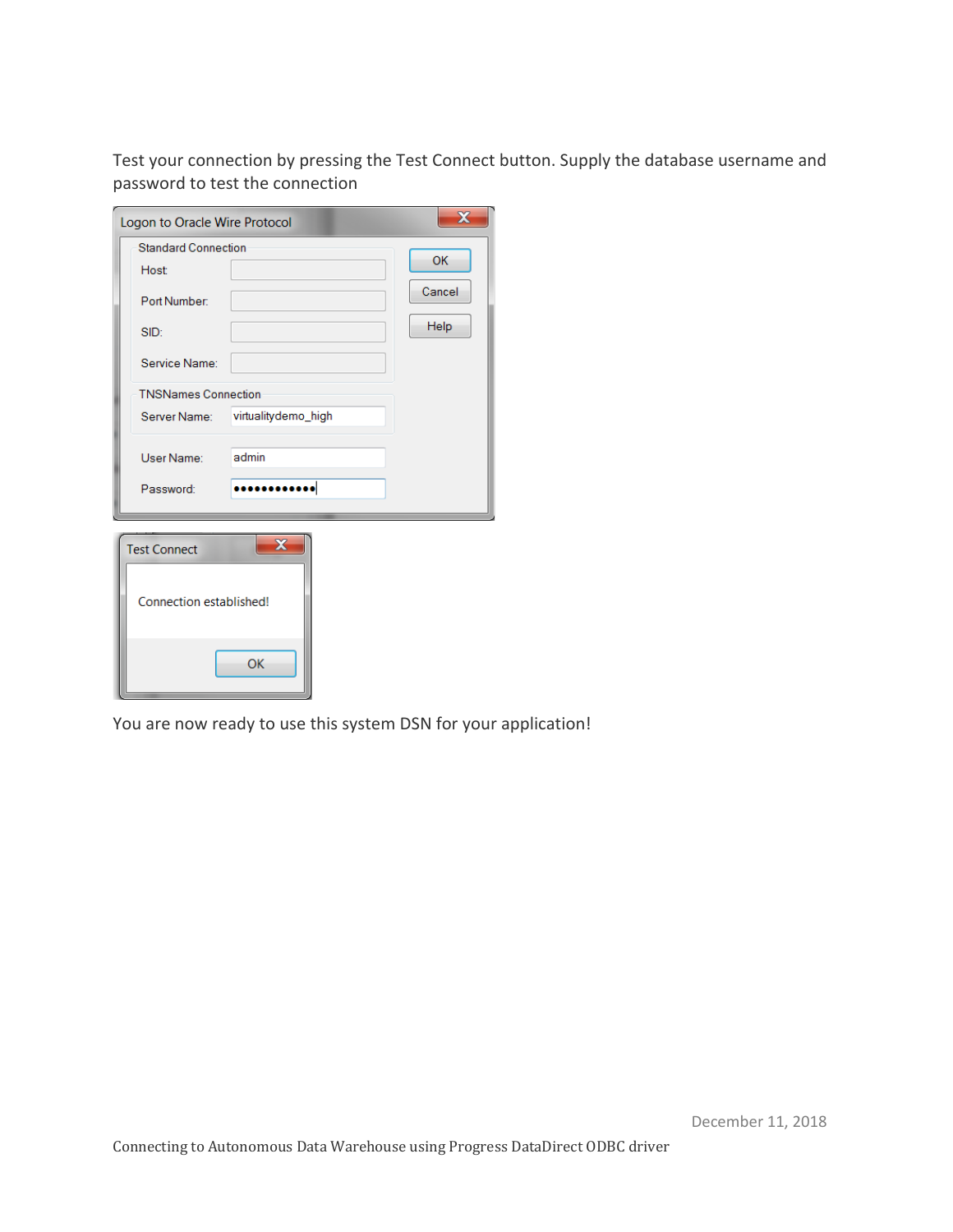Test your connection by pressing the Test Connect button. Supply the database username and password to test the connection

You are now ready to use this system DSN for your application!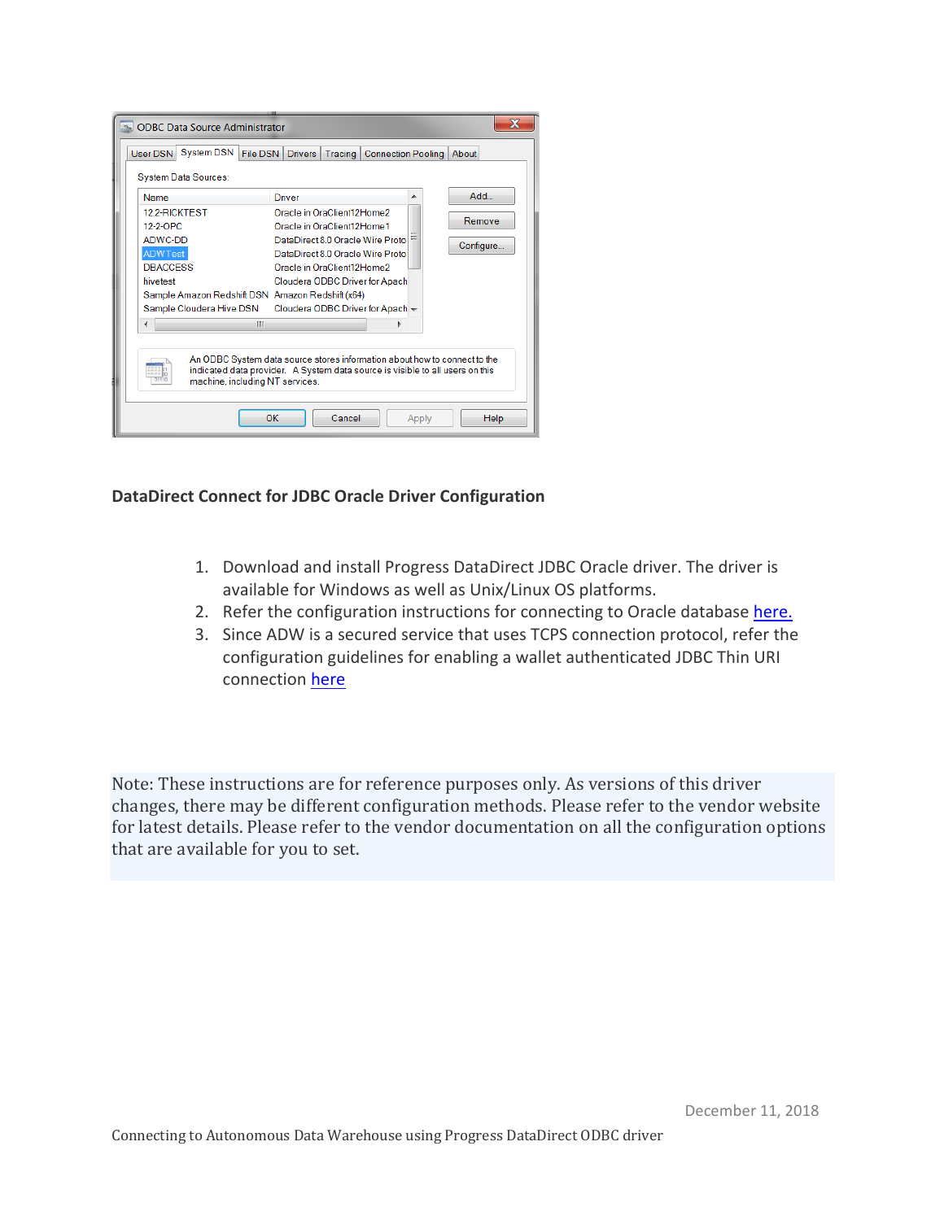## DataDirect Connect for JDBC Oracle Driver Configuration

1. Download and install Progress DataDirect JDBC Oracle driver. The driver is available for Windows as well as Unix/Linux OS platforms.
2. Refer the configuration instructions for connecting to Oracle database here.
3. Since ADW is a secured service that uses TCPS connection protocol, refer the configuration guidelines for enabling a wallet authenticated JDBC Thin URI connection here

Note: These instructions are for reference purposes only. As versions of this driver changes, there may be different configuration methods. Please refer to the vendor website for latest details. Please refer to the vendor documentation on all the configuration options that are available for you to set.